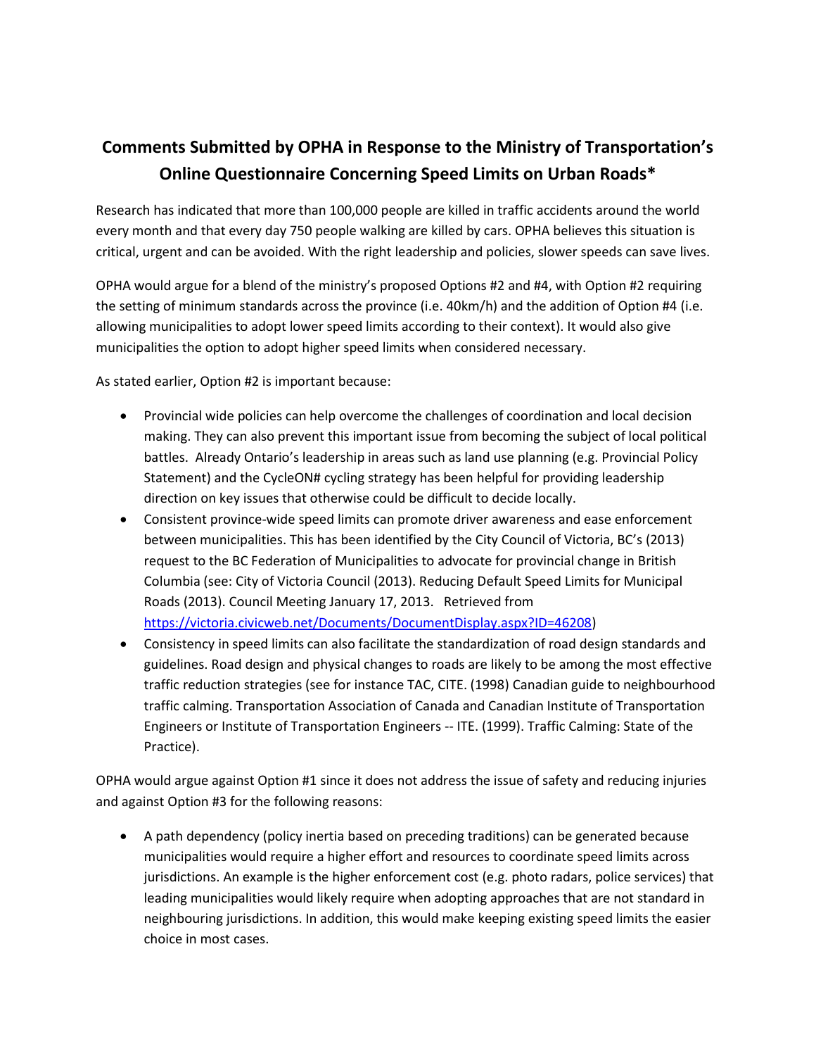# Comments Submitted by OPHA in Response to the Ministry of Transportation's Online Questionnaire Concerning Speed Limits on Urban Roads*

Research has indicated that more than 100,000 people are killed in traffic accidents around the world every month and that every day 750 people walking are killed by cars. OPHA believes this situation is critical, urgent and can be avoided. With the right leadership and policies, slower speeds can save lives.

OPHA would argue for a blend of the ministry's proposed Options #2 and #4, with Option #2 requiring the setting of minimum standards across the province (i.e. 40km/h) and the addition of Option #4 (i.e. allowing municipalities to adopt lower speed limits according to their context). It would also give municipalities the option to adopt higher speed limits when considered necessary.

As stated earlier, Option #2 is important because:

- Provincial wide policies can help overcome the challenges of coordination and local decision making. They can also prevent this important issue from becoming the subject of local political battles. Already Ontario's leadership in areas such as land use planning (e.g. Provincial Policy Statement) and the CycleON# cycling strategy has been helpful for providing leadership direction on key issues that otherwise could be difficult to decide locally.
- Consistent province-wide speed limits can promote driver awareness and ease enforcement between municipalities. This has been identified by the City Council of Victoria, BC's (2013) request to the BC Federation of Municipalities to advocate for provincial change in British Columbia (see: City of Victoria Council (2013). Reducing Default Speed Limits for Municipal Roads (2013). Council Meeting January 17, 2013. Retrieved from [https://victoria.civicweb.net/Documents/DocumentDisplay.aspx?ID=46208](https://victoria.civicweb.net/Documents/DocumentDisplay.aspx?ID=46208))
- Consistency in speed limits can also facilitate the standardization of road design standards and guidelines. Road design and physical changes to roads are likely to be among the most effective traffic reduction strategies (see for instance TAC, CITE. (1998) Canadian guide to neighbourhood traffic calming. Transportation Association of Canada and Canadian Institute of Transportation Engineers or Institute of Transportation Engineers -- ITE. (1999). Traffic Calming: State of the Practice).

OPHA would argue against Option #1 since it does not address the issue of safety and reducing injuries and against Option #3 for the following reasons:

- A path dependency (policy inertia based on preceding traditions) can be generated because municipalities would require a higher effort and resources to coordinate speed limits across jurisdictions. An example is the higher enforcement cost (e.g. photo radars, police services) that leading municipalities would likely require when adopting approaches that are not standard in neighbouring jurisdictions. In addition, this would make keeping existing speed limits the easier choice in most cases.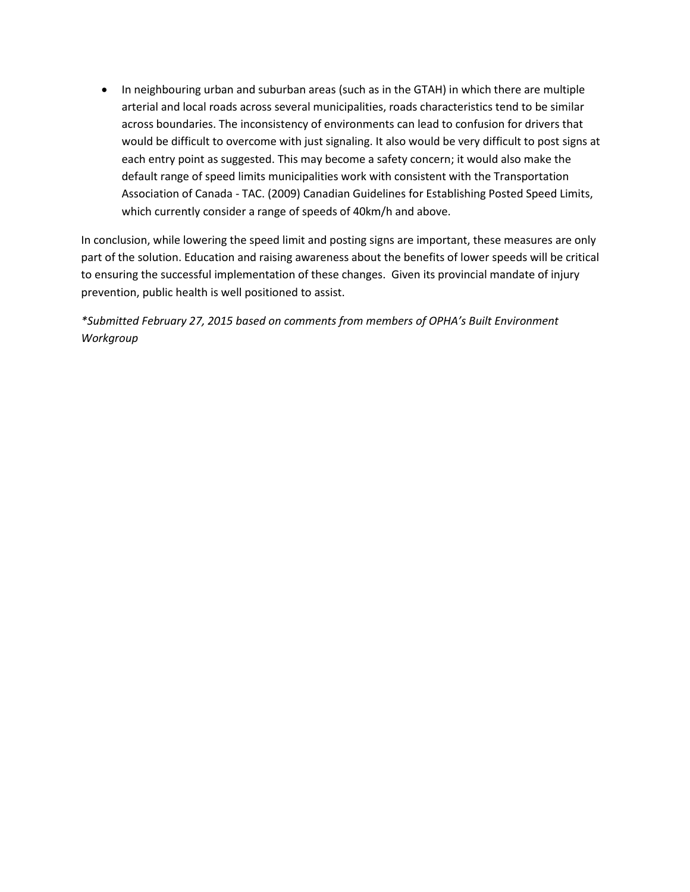- In neighbouring urban and suburban areas (such as in the GTAH) in which there are multiple arterial and local roads across several municipalities, roads characteristics tend to be similar across boundaries. The inconsistency of environments can lead to confusion for drivers that would be difficult to overcome with just signaling. It also would be very difficult to post signs at each entry point as suggested. This may become a safety concern; it would also make the default range of speed limits municipalities work with consistent with the Transportation Association of Canada - TAC. (2009) Canadian Guidelines for Establishing Posted Speed Limits, which currently consider a range of speeds of 40km/h and above.

In conclusion, while lowering the speed limit and posting signs are important, these measures are only part of the solution. Education and raising awareness about the benefits of lower speeds will be critical to ensuring the successful implementation of these changes. Given its provincial mandate of injury prevention, public health is well positioned to assist.

*\*Submitted February 27, 2015 based on comments from members of OPHA's Built Environment Workgroup*